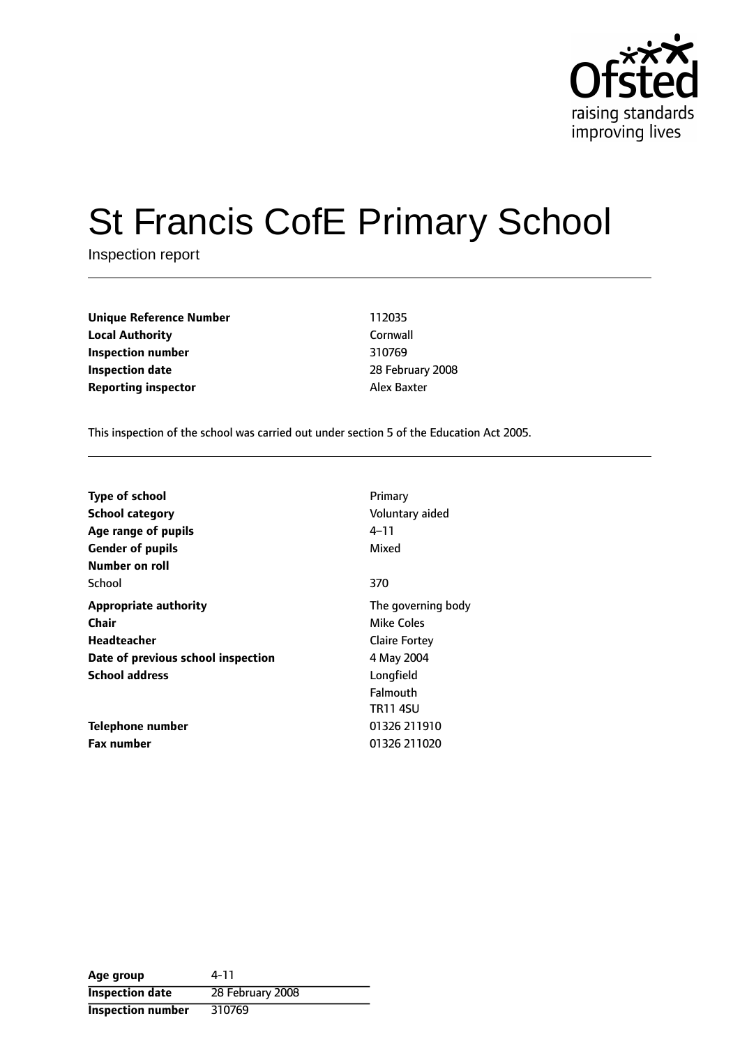Ofsted raising standards improving lives

# St Francis CofE Primary School

Inspection report

| | |
|---|---|
| **Unique Reference Number** | 112035 |
| **Local Authority** | Cornwall |
| **Inspection number** | 310769 |
| **Inspection date** | 28 February 2008 |
| **Reporting inspector** | Alex Baxter |

This inspection of the school was carried out under section 5 of the Education Act 2005.

| | |
|---|---|
| **Type of school** | Primary |
| **School category** | Voluntary aided |
| **Age range of pupils** | 4–11 |
| **Gender of pupils** | Mixed |
| **Number on roll** | |
| School | 370 |
| **Appropriate authority** | The governing body |
| **Chair** | Mike Coles |
| **Headteacher** | Claire Fortey |
| **Date of previous school inspection** | 4 May 2004 |
| **School address** | Longfield<br>Falmouth<br>TR11 4SU |
| **Telephone number** | 01326 211910 |
| **Fax number** | 01326 211020 |

| | |
|---|---|
| **Age group** | 4-11 |
| **Inspection date** | 28 February 2008 |
| **Inspection number** | 310769 |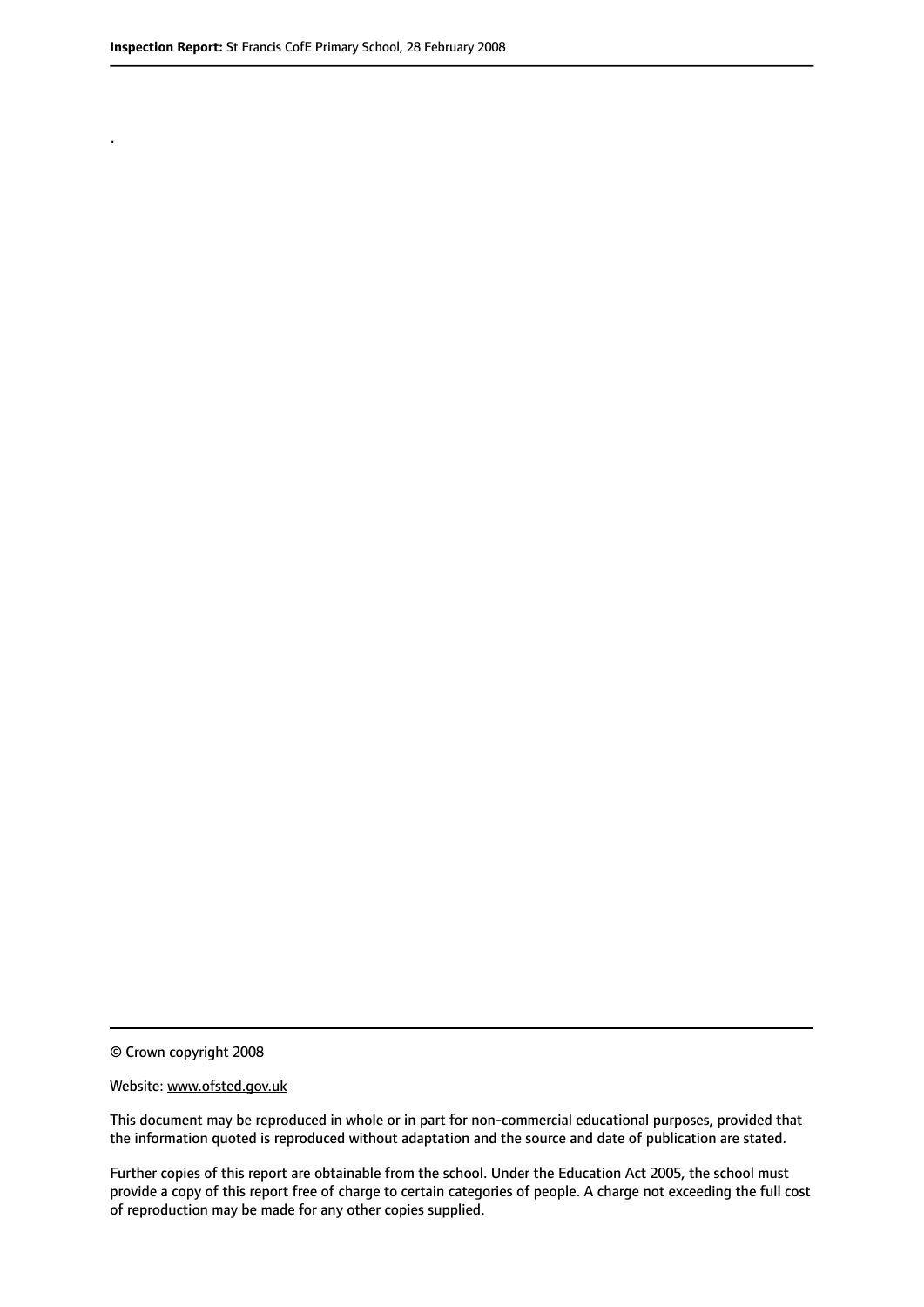.

© Crown copyright 2008

Website: www.ofsted.gov.uk

This document may be reproduced in whole or in part for non-commercial educational purposes, provided that the information quoted is reproduced without adaptation and the source and date of publication are stated.

Further copies of this report are obtainable from the school. Under the Education Act 2005, the school must provide a copy of this report free of charge to certain categories of people. A charge not exceeding the full cost of reproduction may be made for any other copies supplied.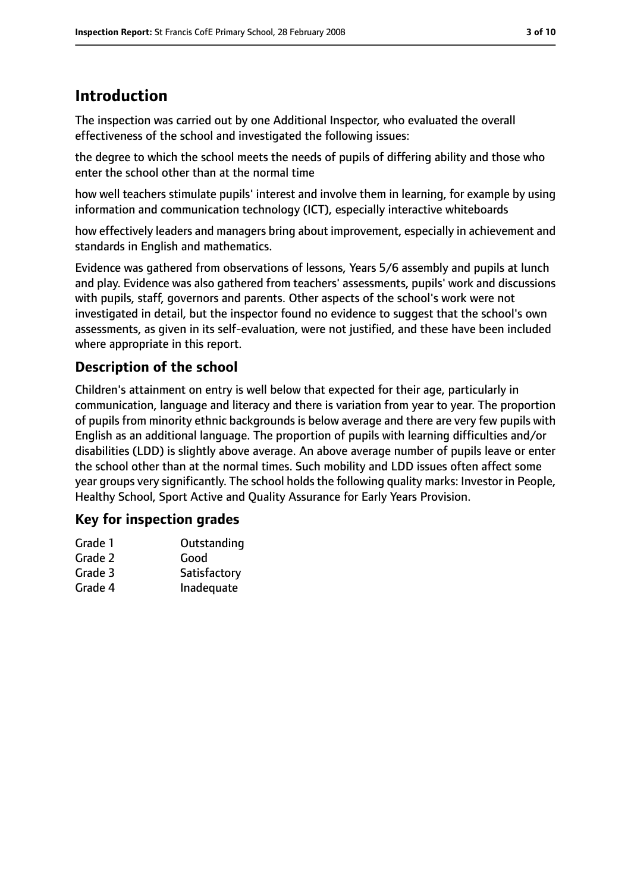## Introduction

The inspection was carried out by one Additional Inspector, who evaluated the overall effectiveness of the school and investigated the following issues:

the degree to which the school meets the needs of pupils of differing ability and those who enter the school other than at the normal time

how well teachers stimulate pupils' interest and involve them in learning, for example by using information and communication technology (ICT), especially interactive whiteboards

how effectively leaders and managers bring about improvement, especially in achievement and standards in English and mathematics.

Evidence was gathered from observations of lessons, Years 5/6 assembly and pupils at lunch and play. Evidence was also gathered from teachers' assessments, pupils' work and discussions with pupils, staff, governors and parents. Other aspects of the school's work were not investigated in detail, but the inspector found no evidence to suggest that the school's own assessments, as given in its self-evaluation, were not justified, and these have been included where appropriate in this report.

### Description of the school

Children's attainment on entry is well below that expected for their age, particularly in communication, language and literacy and there is variation from year to year. The proportion of pupils from minority ethnic backgrounds is below average and there are very few pupils with English as an additional language. The proportion of pupils with learning difficulties and/or disabilities (LDD) is slightly above average. An above average number of pupils leave or enter the school other than at the normal times. Such mobility and LDD issues often affect some year groups very significantly. The school holds the following quality marks: Investor in People, Healthy School, Sport Active and Quality Assurance for Early Years Provision.

### Key for inspection grades

| | |
|---|---|
| Grade 1 | Outstanding |
| Grade 2 | Good |
| Grade 3 | Satisfactory |
| Grade 4 | Inadequate |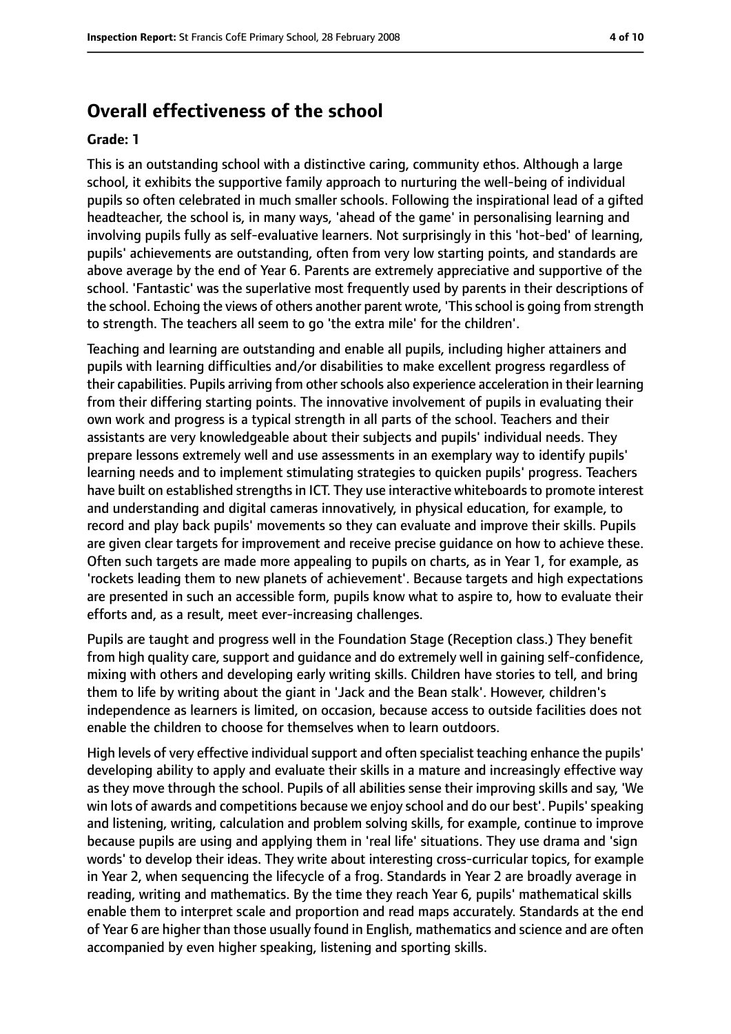## Overall effectiveness of the school

**Grade: 1**

This is an outstanding school with a distinctive caring, community ethos. Although a large school, it exhibits the supportive family approach to nurturing the well-being of individual pupils so often celebrated in much smaller schools. Following the inspirational lead of a gifted headteacher, the school is, in many ways, 'ahead of the game' in personalising learning and involving pupils fully as self-evaluative learners. Not surprisingly in this 'hot-bed' of learning, pupils' achievements are outstanding, often from very low starting points, and standards are above average by the end of Year 6. Parents are extremely appreciative and supportive of the school. 'Fantastic' was the superlative most frequently used by parents in their descriptions of the school. Echoing the views of others another parent wrote, 'This school is going from strength to strength. The teachers all seem to go 'the extra mile' for the children'.

Teaching and learning are outstanding and enable all pupils, including higher attainers and pupils with learning difficulties and/or disabilities to make excellent progress regardless of their capabilities. Pupils arriving from other schools also experience acceleration in their learning from their differing starting points. The innovative involvement of pupils in evaluating their own work and progress is a typical strength in all parts of the school. Teachers and their assistants are very knowledgeable about their subjects and pupils' individual needs. They prepare lessons extremely well and use assessments in an exemplary way to identify pupils' learning needs and to implement stimulating strategies to quicken pupils' progress. Teachers have built on established strengths in ICT. They use interactive whiteboards to promote interest and understanding and digital cameras innovatively, in physical education, for example, to record and play back pupils' movements so they can evaluate and improve their skills. Pupils are given clear targets for improvement and receive precise guidance on how to achieve these. Often such targets are made more appealing to pupils on charts, as in Year 1, for example, as 'rockets leading them to new planets of achievement'. Because targets and high expectations are presented in such an accessible form, pupils know what to aspire to, how to evaluate their efforts and, as a result, meet ever-increasing challenges.

Pupils are taught and progress well in the Foundation Stage (Reception class.) They benefit from high quality care, support and guidance and do extremely well in gaining self-confidence, mixing with others and developing early writing skills. Children have stories to tell, and bring them to life by writing about the giant in 'Jack and the Bean stalk'. However, children's independence as learners is limited, on occasion, because access to outside facilities does not enable the children to choose for themselves when to learn outdoors.

High levels of very effective individual support and often specialist teaching enhance the pupils' developing ability to apply and evaluate their skills in a mature and increasingly effective way as they move through the school. Pupils of all abilities sense their improving skills and say, 'We win lots of awards and competitions because we enjoy school and do our best'. Pupils' speaking and listening, writing, calculation and problem solving skills, for example, continue to improve because pupils are using and applying them in 'real life' situations. They use drama and 'sign words' to develop their ideas. They write about interesting cross-curricular topics, for example in Year 2, when sequencing the lifecycle of a frog. Standards in Year 2 are broadly average in reading, writing and mathematics. By the time they reach Year 6, pupils' mathematical skills enable them to interpret scale and proportion and read maps accurately. Standards at the end of Year 6 are higher than those usually found in English, mathematics and science and are often accompanied by even higher speaking, listening and sporting skills.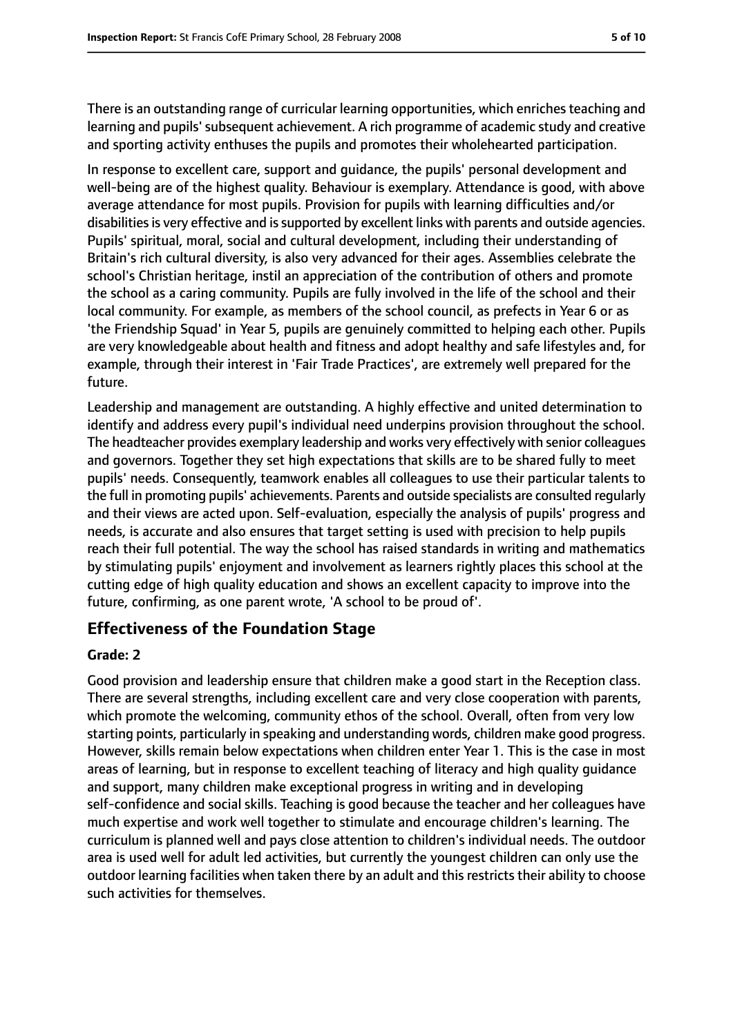There is an outstanding range of curricular learning opportunities, which enriches teaching and learning and pupils' subsequent achievement. A rich programme of academic study and creative and sporting activity enthuses the pupils and promotes their wholehearted participation.

In response to excellent care, support and guidance, the pupils' personal development and well-being are of the highest quality. Behaviour is exemplary. Attendance is good, with above average attendance for most pupils. Provision for pupils with learning difficulties and/or disabilities is very effective and is supported by excellent links with parents and outside agencies. Pupils' spiritual, moral, social and cultural development, including their understanding of Britain's rich cultural diversity, is also very advanced for their ages. Assemblies celebrate the school's Christian heritage, instil an appreciation of the contribution of others and promote the school as a caring community. Pupils are fully involved in the life of the school and their local community. For example, as members of the school council, as prefects in Year 6 or as 'the Friendship Squad' in Year 5, pupils are genuinely committed to helping each other. Pupils are very knowledgeable about health and fitness and adopt healthy and safe lifestyles and, for example, through their interest in 'Fair Trade Practices', are extremely well prepared for the future.

Leadership and management are outstanding. A highly effective and united determination to identify and address every pupil's individual need underpins provision throughout the school. The headteacher provides exemplary leadership and works very effectively with senior colleagues and governors. Together they set high expectations that skills are to be shared fully to meet pupils' needs. Consequently, teamwork enables all colleagues to use their particular talents to the full in promoting pupils' achievements. Parents and outside specialists are consulted regularly and their views are acted upon. Self-evaluation, especially the analysis of pupils' progress and needs, is accurate and also ensures that target setting is used with precision to help pupils reach their full potential. The way the school has raised standards in writing and mathematics by stimulating pupils' enjoyment and involvement as learners rightly places this school at the cutting edge of high quality education and shows an excellent capacity to improve into the future, confirming, as one parent wrote, 'A school to be proud of'.

## Effectiveness of the Foundation Stage

### Grade: 2

Good provision and leadership ensure that children make a good start in the Reception class. There are several strengths, including excellent care and very close cooperation with parents, which promote the welcoming, community ethos of the school. Overall, often from very low starting points, particularly in speaking and understanding words, children make good progress. However, skills remain below expectations when children enter Year 1. This is the case in most areas of learning, but in response to excellent teaching of literacy and high quality guidance and support, many children make exceptional progress in writing and in developing self-confidence and social skills. Teaching is good because the teacher and her colleagues have much expertise and work well together to stimulate and encourage children's learning. The curriculum is planned well and pays close attention to children's individual needs. The outdoor area is used well for adult led activities, but currently the youngest children can only use the outdoor learning facilities when taken there by an adult and this restricts their ability to choose such activities for themselves.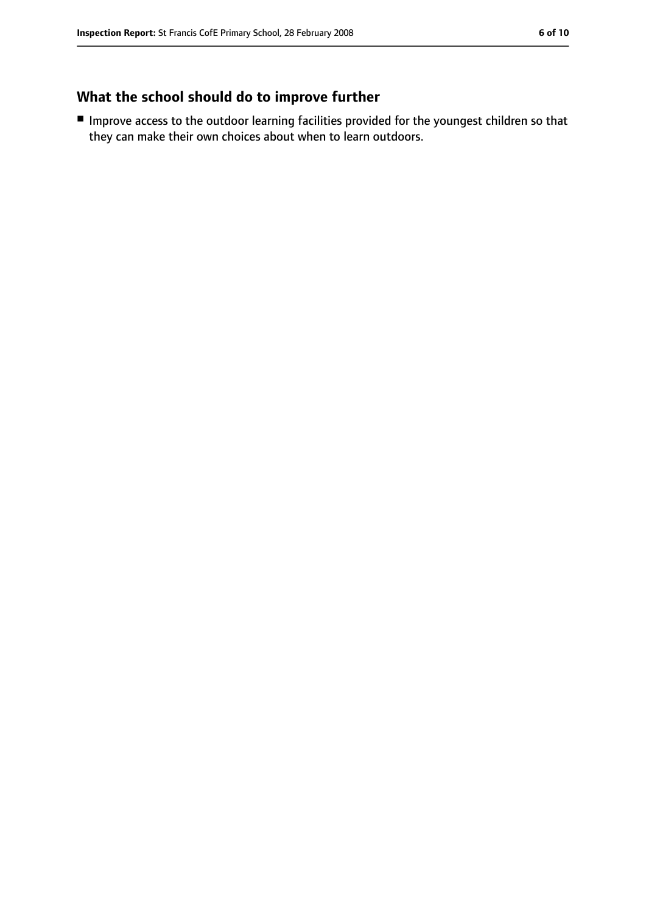## What the school should do to improve further

- Improve access to the outdoor learning facilities provided for the youngest children so that they can make their own choices about when to learn outdoors.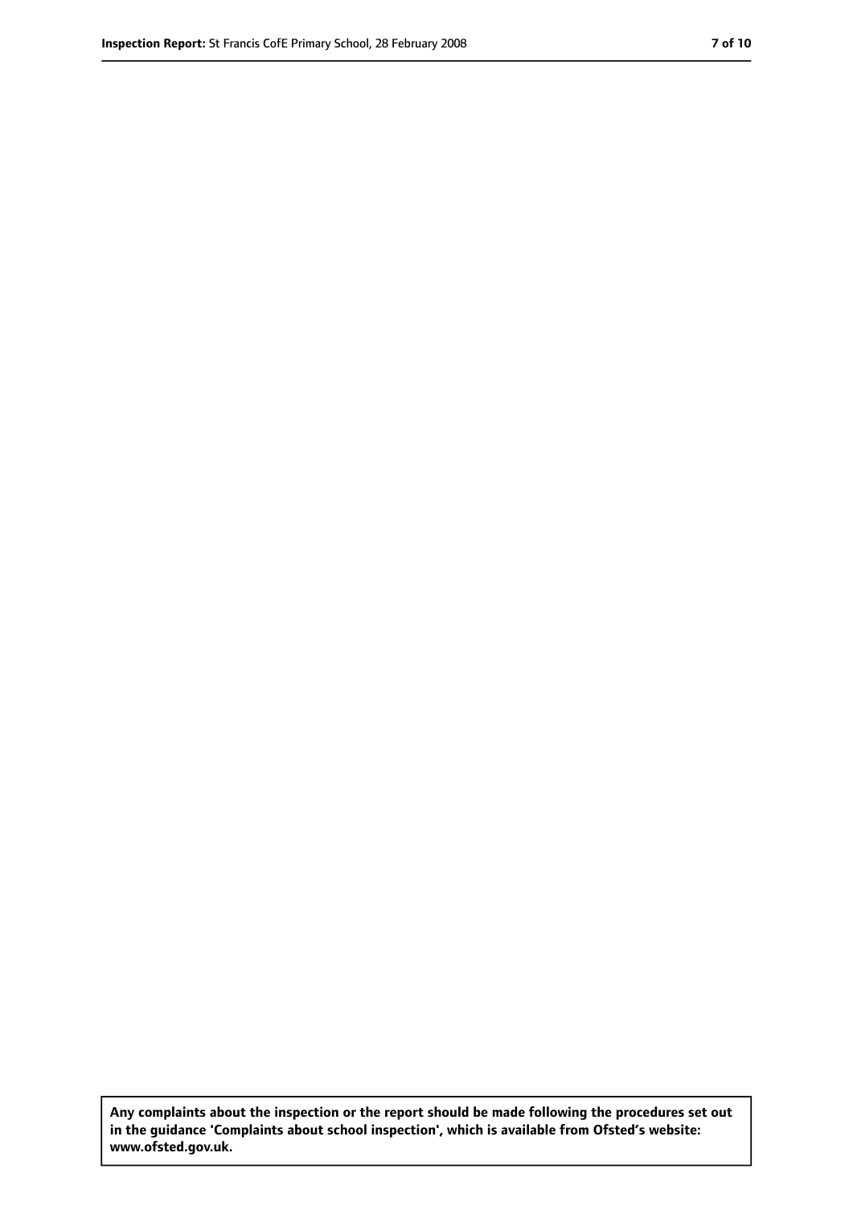**Any complaints about the inspection or the report should be made following the procedures set out in the guidance 'Complaints about school inspection', which is available from Ofsted's website: www.ofsted.gov.uk.**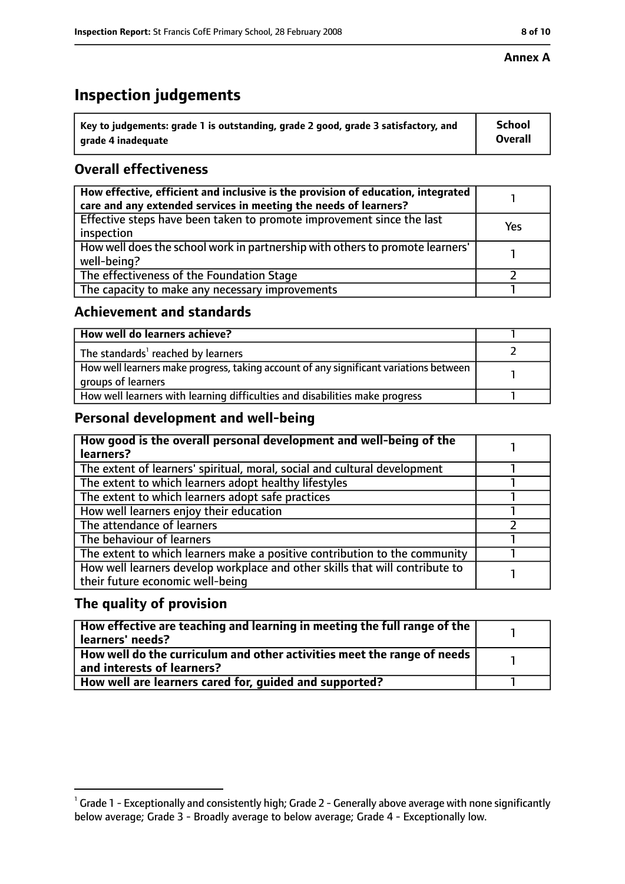**Annex A**

# Inspection judgements

| Key to judgements: grade 1 is outstanding, grade 2 good, grade 3 satisfactory, and grade 4 inadequate | School Overall |
|---|---|

## Overall effectiveness

| | |
|---|---|
| **How effective, efficient and inclusive is the provision of education, integrated care and any extended services in meeting the needs of learners?** | 1 |
| Effective steps have been taken to promote improvement since the last inspection | Yes |
| How well does the school work in partnership with others to promote learners' well-being? | 1 |
| The effectiveness of the Foundation Stage | 2 |
| The capacity to make any necessary improvements | 1 |

## Achievement and standards

| | |
|---|---|
| **How well do learners achieve?** | 1 |
| The standards[1] reached by learners | 2 |
| How well learners make progress, taking account of any significant variations between groups of learners | 1 |
| How well learners with learning difficulties and disabilities make progress | 1 |

## Personal development and well-being

| | |
|---|---|
| **How good is the overall personal development and well-being of the learners?** | 1 |
| The extent of learners' spiritual, moral, social and cultural development | 1 |
| The extent to which learners adopt healthy lifestyles | 1 |
| The extent to which learners adopt safe practices | 1 |
| How well learners enjoy their education | 1 |
| The attendance of learners | 2 |
| The behaviour of learners | 1 |
| The extent to which learners make a positive contribution to the community | 1 |
| How well learners develop workplace and other skills that will contribute to their future economic well-being | 1 |

## The quality of provision

| | |
|---|---|
| **How effective are teaching and learning in meeting the full range of the learners' needs?** | 1 |
| **How well do the curriculum and other activities meet the range of needs and interests of learners?** | 1 |
| **How well are learners cared for, guided and supported?** | 1 |

[1] Grade 1 - Exceptionally and consistently high; Grade 2 - Generally above average with none significantly below average; Grade 3 - Broadly average to below average; Grade 4 - Exceptionally low.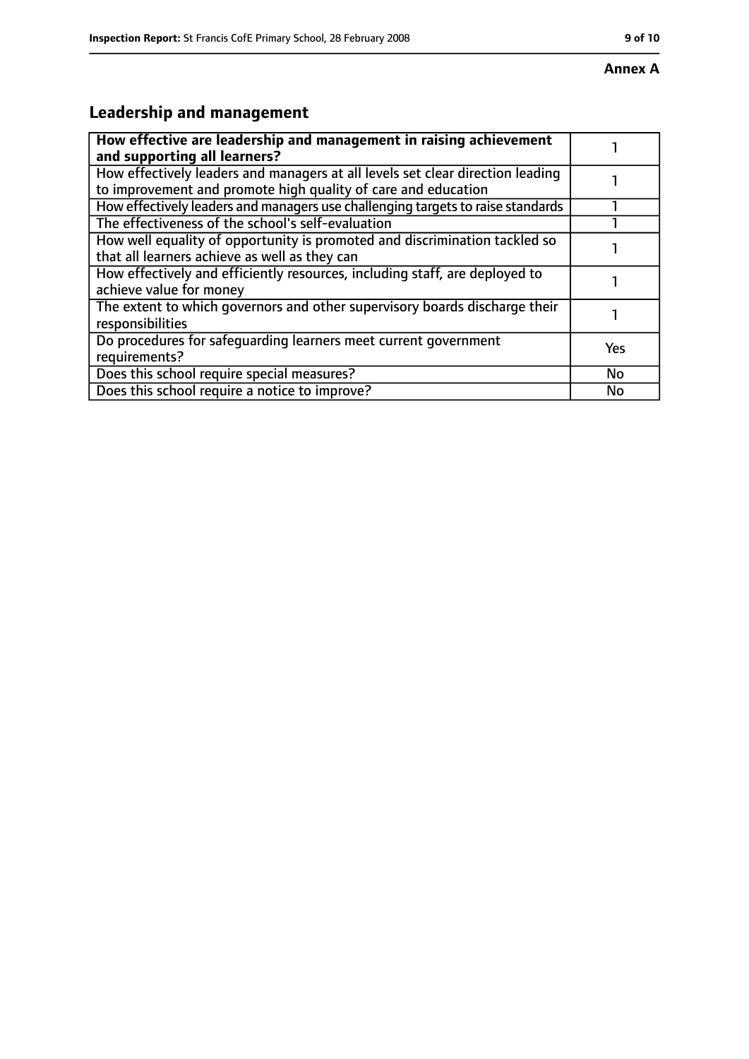**Annex A**

## Leadership and management

| **How effective are leadership and management in raising achievement and supporting all learners?** | 1 |
| --- | --- |
| How effectively leaders and managers at all levels set clear direction leading to improvement and promote high quality of care and education | 1 |
| How effectively leaders and managers use challenging targets to raise standards | 1 |
| The effectiveness of the school's self-evaluation | 1 |
| How well equality of opportunity is promoted and discrimination tackled so that all learners achieve as well as they can | 1 |
| How effectively and efficiently resources, including staff, are deployed to achieve value for money | 1 |
| The extent to which governors and other supervisory boards discharge their responsibilities | 1 |
| Do procedures for safeguarding learners meet current government requirements? | Yes |
| Does this school require special measures? | No |
| Does this school require a notice to improve? | No |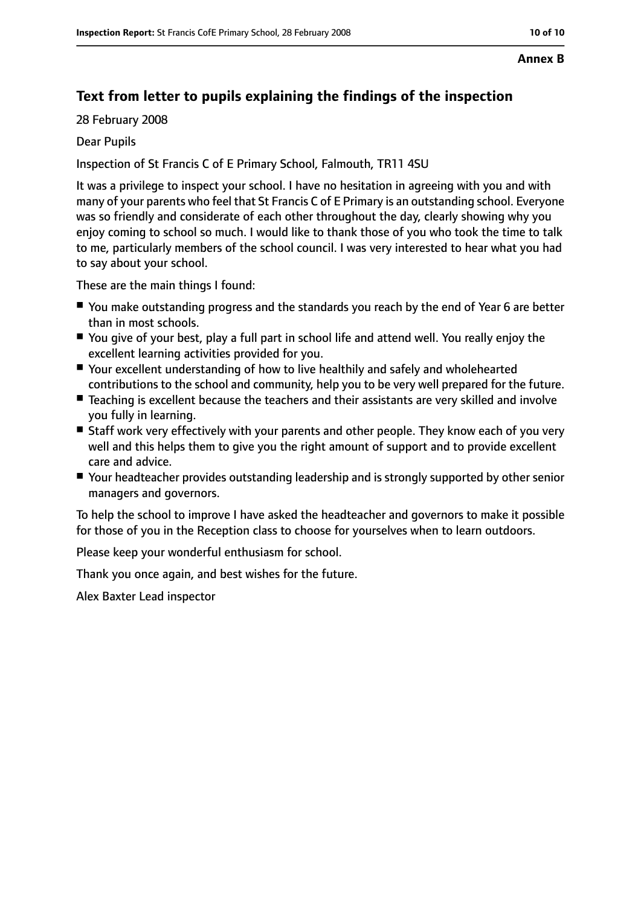**Annex B**

## Text from letter to pupils explaining the findings of the inspection

28 February 2008

Dear Pupils

Inspection of St Francis C of E Primary School, Falmouth, TR11 4SU

It was a privilege to inspect your school. I have no hesitation in agreeing with you and with many of your parents who feel that St Francis C of E Primary is an outstanding school. Everyone was so friendly and considerate of each other throughout the day, clearly showing why you enjoy coming to school so much. I would like to thank those of you who took the time to talk to me, particularly members of the school council. I was very interested to hear what you had to say about your school.

These are the main things I found:

- You make outstanding progress and the standards you reach by the end of Year 6 are better than in most schools.
- You give of your best, play a full part in school life and attend well. You really enjoy the excellent learning activities provided for you.
- Your excellent understanding of how to live healthily and safely and wholehearted contributions to the school and community, help you to be very well prepared for the future.
- Teaching is excellent because the teachers and their assistants are very skilled and involve you fully in learning.
- Staff work very effectively with your parents and other people. They know each of you very well and this helps them to give you the right amount of support and to provide excellent care and advice.
- Your headteacher provides outstanding leadership and is strongly supported by other senior managers and governors.

To help the school to improve I have asked the headteacher and governors to make it possible for those of you in the Reception class to choose for yourselves when to learn outdoors.

Please keep your wonderful enthusiasm for school.

Thank you once again, and best wishes for the future.

Alex Baxter Lead inspector